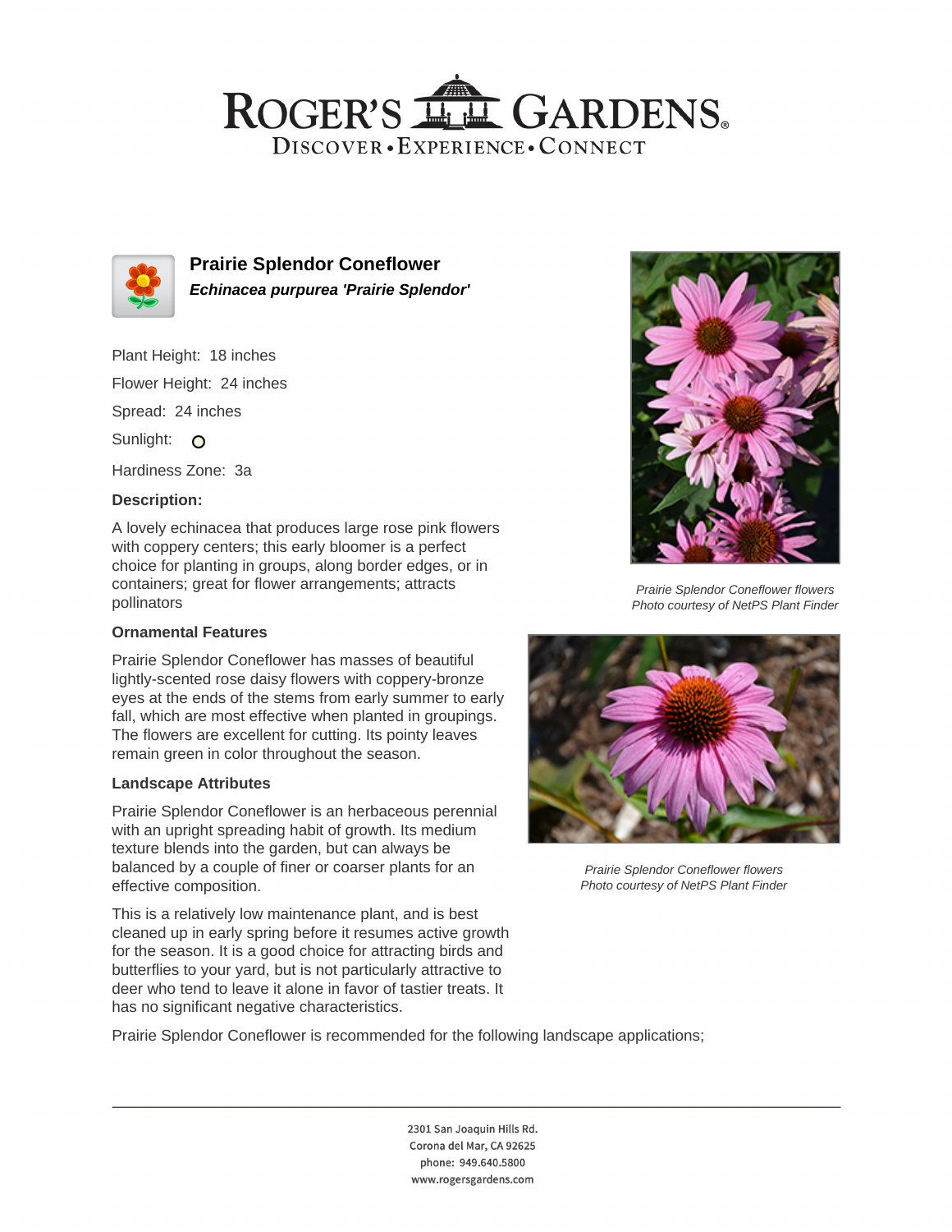# Roger's Gardens

Discover • Experience • Connect

## Prairie Splendor Coneflower

***Echinacea purpurea 'Prairie Splendor'***

Plant Height: 18 inches

Flower Height: 24 inches

Spread: 24 inches

Sunlight: ○

Hardiness Zone: 3a

### Description:

A lovely echinacea that produces large rose pink flowers with coppery centers; this early bloomer is a perfect choice for planting in groups, along border edges, or in containers; great for flower arrangements; attracts pollinators

### Ornamental Features

Prairie Splendor Coneflower has masses of beautiful lightly-scented rose daisy flowers with coppery-bronze eyes at the ends of the stems from early summer to early fall, which are most effective when planted in groupings. The flowers are excellent for cutting. Its pointy leaves remain green in color throughout the season.

### Landscape Attributes

Prairie Splendor Coneflower is an herbaceous perennial with an upright spreading habit of growth. Its medium texture blends into the garden, but can always be balanced by a couple of finer or coarser plants for an effective composition.

This is a relatively low maintenance plant, and is best cleaned up in early spring before it resumes active growth for the season. It is a good choice for attracting birds and butterflies to your yard, but is not particularly attractive to deer who tend to leave it alone in favor of tastier treats. It has no significant negative characteristics.

*Prairie Splendor Coneflower flowers*
*Photo courtesy of NetPS Plant Finder*

*Prairie Splendor Coneflower flowers*
*Photo courtesy of NetPS Plant Finder*

Prairie Splendor Coneflower is recommended for the following landscape applications;

2301 San Joaquin Hills Rd.
Corona del Mar, CA 92625
phone: 949.640.5800
www.rogersgardens.com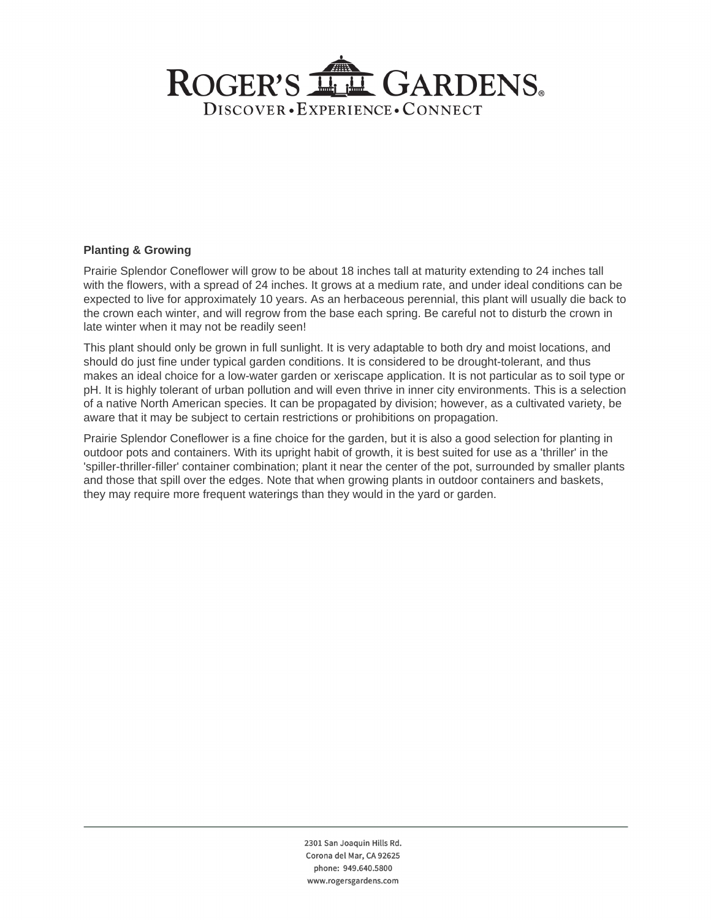**Planting & Growing**

Prairie Splendor Coneflower will grow to be about 18 inches tall at maturity extending to 24 inches tall with the flowers, with a spread of 24 inches. It grows at a medium rate, and under ideal conditions can be expected to live for approximately 10 years. As an herbaceous perennial, this plant will usually die back to the crown each winter, and will regrow from the base each spring. Be careful not to disturb the crown in late winter when it may not be readily seen!

This plant should only be grown in full sunlight. It is very adaptable to both dry and moist locations, and should do just fine under typical garden conditions. It is considered to be drought-tolerant, and thus makes an ideal choice for a low-water garden or xeriscape application. It is not particular as to soil type or pH. It is highly tolerant of urban pollution and will even thrive in inner city environments. This is a selection of a native North American species. It can be propagated by division; however, as a cultivated variety, be aware that it may be subject to certain restrictions or prohibitions on propagation.

Prairie Splendor Coneflower is a fine choice for the garden, but it is also a good selection for planting in outdoor pots and containers. With its upright habit of growth, it is best suited for use as a 'thriller' in the 'spiller-thriller-filler' container combination; plant it near the center of the pot, surrounded by smaller plants and those that spill over the edges. Note that when growing plants in outdoor containers and baskets, they may require more frequent waterings than they would in the yard or garden.